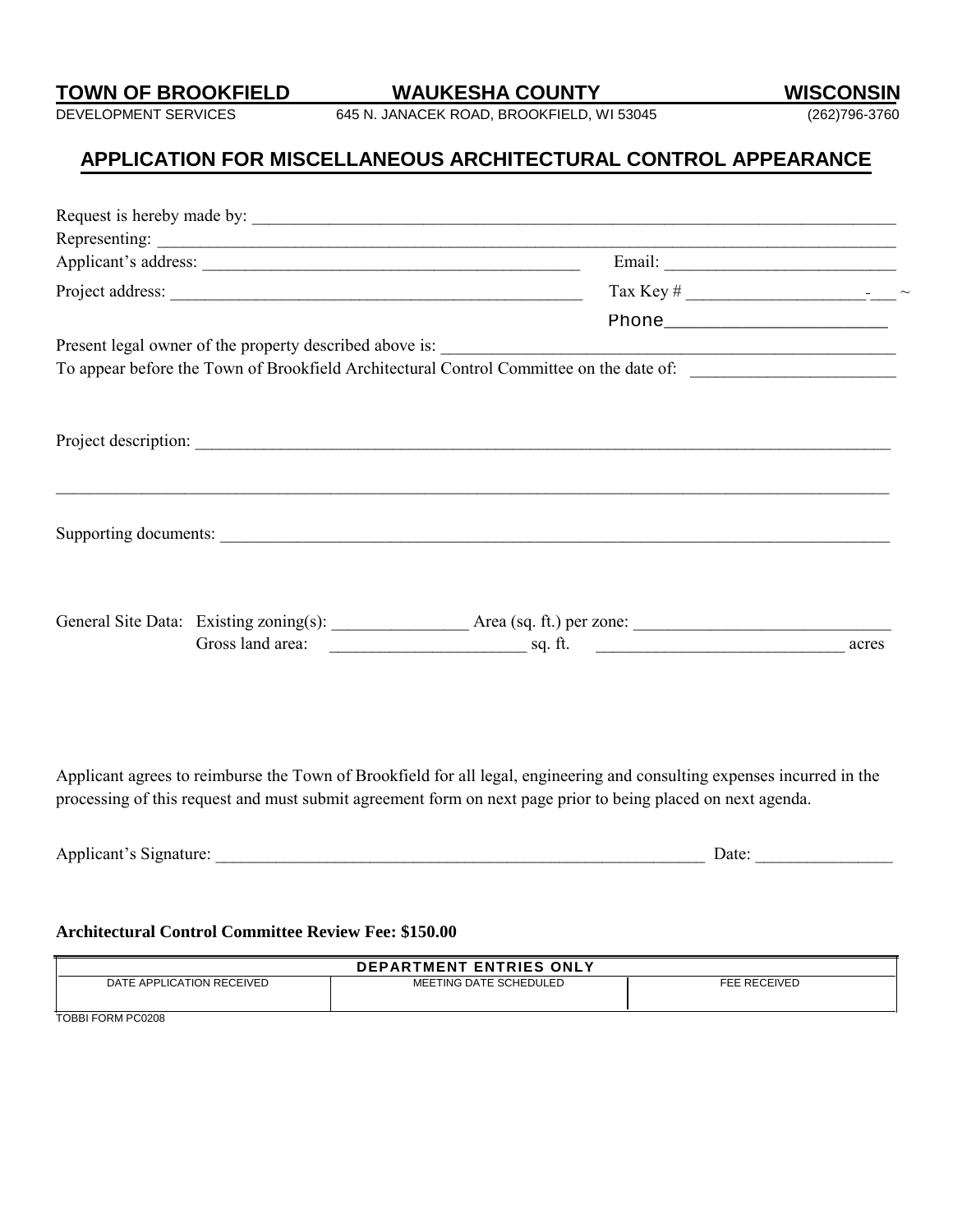**TOWN OF BROOKFIELD** **WAUKESHA COUNTY** **WISCONSIN**

DEVELOPMENT SERVICES 645 N. JANACEK ROAD, BROOKFIELD, WI 53045 (262)796-3760

# APPLICATION FOR MISCELLANEOUS ARCHITECTURAL CONTROL APPEARANCE

Request is hereby made by: ________________________________________________________________________________

Representing: _____________________________________________________________________________________________

Applicant's address: _____________________________________________ Email: ___________________________

Project address: _________________________________________________ Tax Key # _____________________-___ ~

Phone______________________

Present legal owner of the property described above is: _______________________________________________________

To appear before the Town of Brookfield Architectural Control Committee on the date of: _______________________

Project description: ________________________________________________________________________________

_____________________________________________________________________________________________________

Supporting documents: ______________________________________________________________________________

General Site Data: Existing zoning(s): _______________ Area (sq. ft.) per zone: ______________________________

Gross land area: ______________________ sq. ft. ____________________________ acres

Applicant agrees to reimburse the Town of Brookfield for all legal, engineering and consulting expenses incurred in the processing of this request and must submit agreement form on next page prior to being placed on next agenda.

Applicant's Signature: ____________________________________________________________ Date: ________________

**Architectural Control Committee Review Fee: $150.00**

| DEPARTMENT ENTRIES ONLY | | |
|---|---|---|
| DATE APPLICATION RECEIVED | MEETING DATE SCHEDULED | FEE RECEIVED |
| | | |

TOBBI FORM PC0208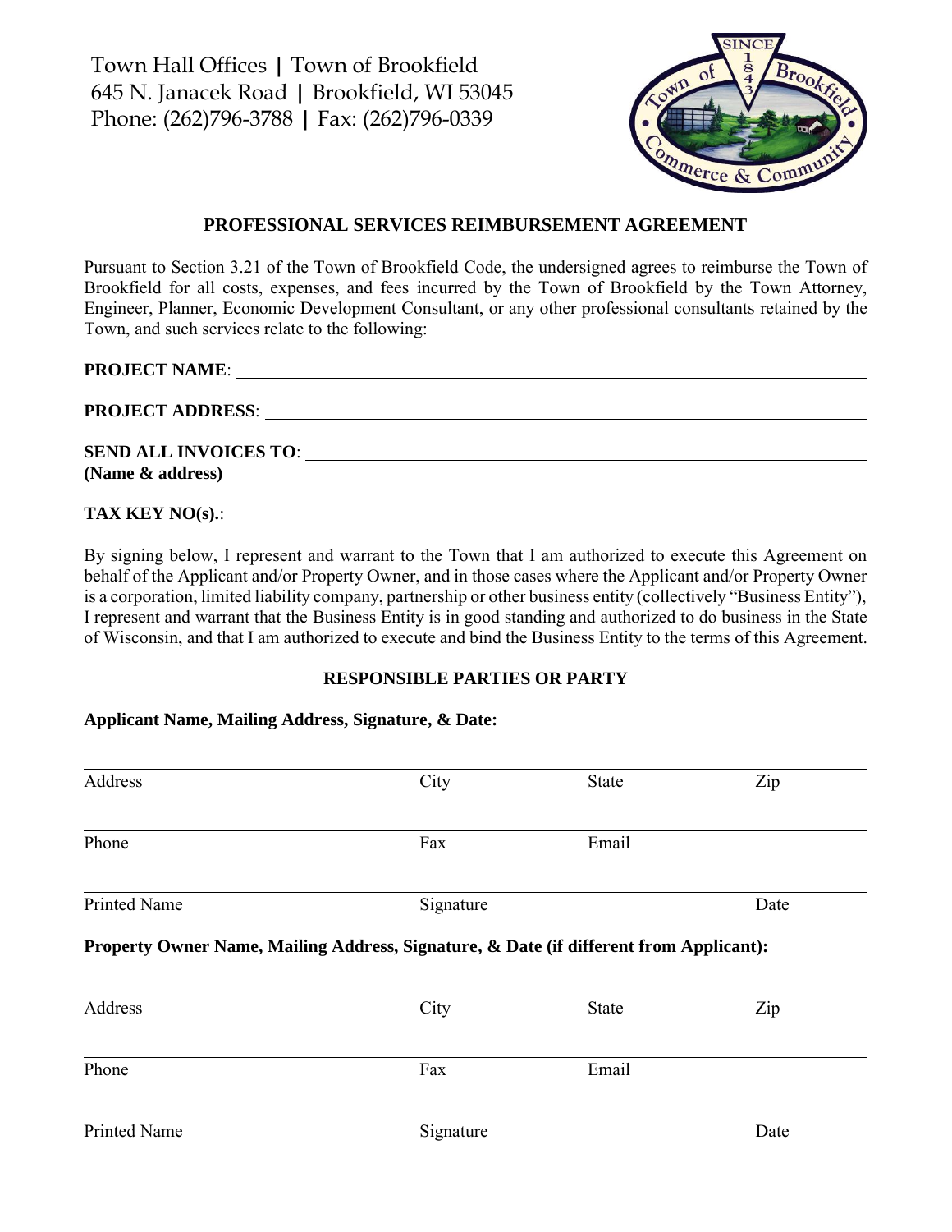Town Hall Offices | Town of Brookfield
645 N. Janacek Road | Brookfield, WI 53045
Phone: (262)796-3788 | Fax: (262)796-0339

## PROFESSIONAL SERVICES REIMBURSEMENT AGREEMENT

Pursuant to Section 3.21 of the Town of Brookfield Code, the undersigned agrees to reimburse the Town of Brookfield for all costs, expenses, and fees incurred by the Town of Brookfield by the Town Attorney, Engineer, Planner, Economic Development Consultant, or any other professional consultants retained by the Town, and such services relate to the following:

**PROJECT NAME**: ______________________________

**PROJECT ADDRESS**: ______________________________

**SEND ALL INVOICES TO**: ______________________________
**(Name & address)**

**TAX KEY NO(s).**: ______________________________

By signing below, I represent and warrant to the Town that I am authorized to execute this Agreement on behalf of the Applicant and/or Property Owner, and in those cases where the Applicant and/or Property Owner is a corporation, limited liability company, partnership or other business entity (collectively "Business Entity"), I represent and warrant that the Business Entity is in good standing and authorized to do business in the State of Wisconsin, and that I am authorized to execute and bind the Business Entity to the terms of this Agreement.

### RESPONSIBLE PARTIES OR PARTY

**Applicant Name, Mailing Address, Signature, & Date:**

| | | | |
|---|---|---|---|
| Address | City | State | Zip |
| Phone | Fax | Email | |
| Printed Name | Signature | | Date |

**Property Owner Name, Mailing Address, Signature, & Date (if different from Applicant):**

| | | | |
|---|---|---|---|
| Address | City | State | Zip |
| Phone | Fax | Email | |
| Printed Name | Signature | | Date |